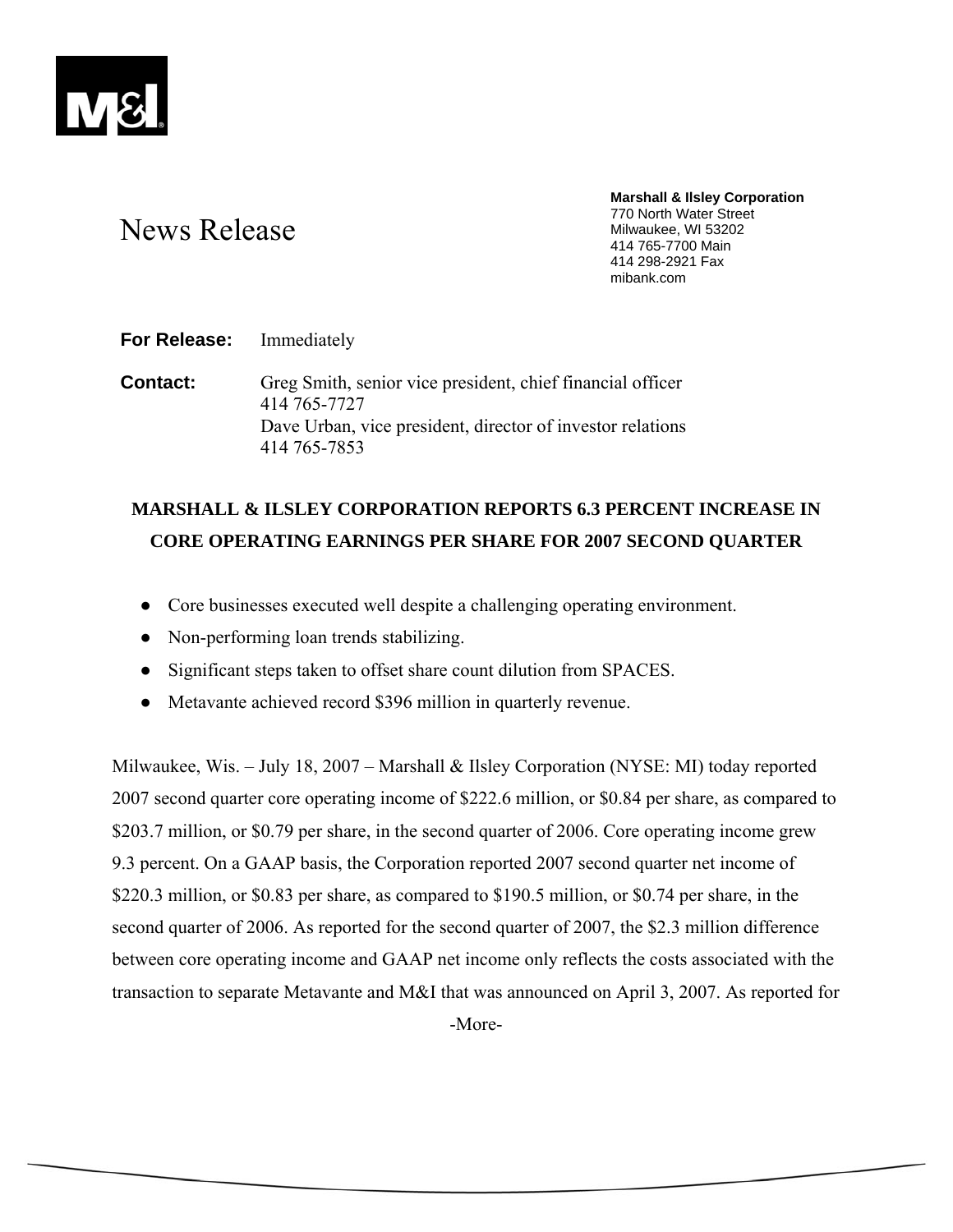# News Release

**Marshall & Ilsley Corporation**
770 North Water Street
Milwaukee, WI 53202
414 765-7700 Main
414 298-2921 Fax
mibank.com

**For Release:** Immediately

**Contact:** Greg Smith, senior vice president, chief financial officer
414 765-7727
Dave Urban, vice president, director of investor relations
414 765-7853

## MARSHALL & ILSLEY CORPORATION REPORTS 6.3 PERCENT INCREASE IN CORE OPERATING EARNINGS PER SHARE FOR 2007 SECOND QUARTER

- Core businesses executed well despite a challenging operating environment.
- Non-performing loan trends stabilizing.
- Significant steps taken to offset share count dilution from SPACES.
- Metavante achieved record $396 million in quarterly revenue.

Milwaukee, Wis. – July 18, 2007 – Marshall & Ilsley Corporation (NYSE: MI) today reported 2007 second quarter core operating income of $222.6 million, or $0.84 per share, as compared to $203.7 million, or $0.79 per share, in the second quarter of 2006. Core operating income grew 9.3 percent. On a GAAP basis, the Corporation reported 2007 second quarter net income of $220.3 million, or $0.83 per share, as compared to $190.5 million, or $0.74 per share, in the second quarter of 2006. As reported for the second quarter of 2007, the $2.3 million difference between core operating income and GAAP net income only reflects the costs associated with the transaction to separate Metavante and M&I that was announced on April 3, 2007. As reported for

-More-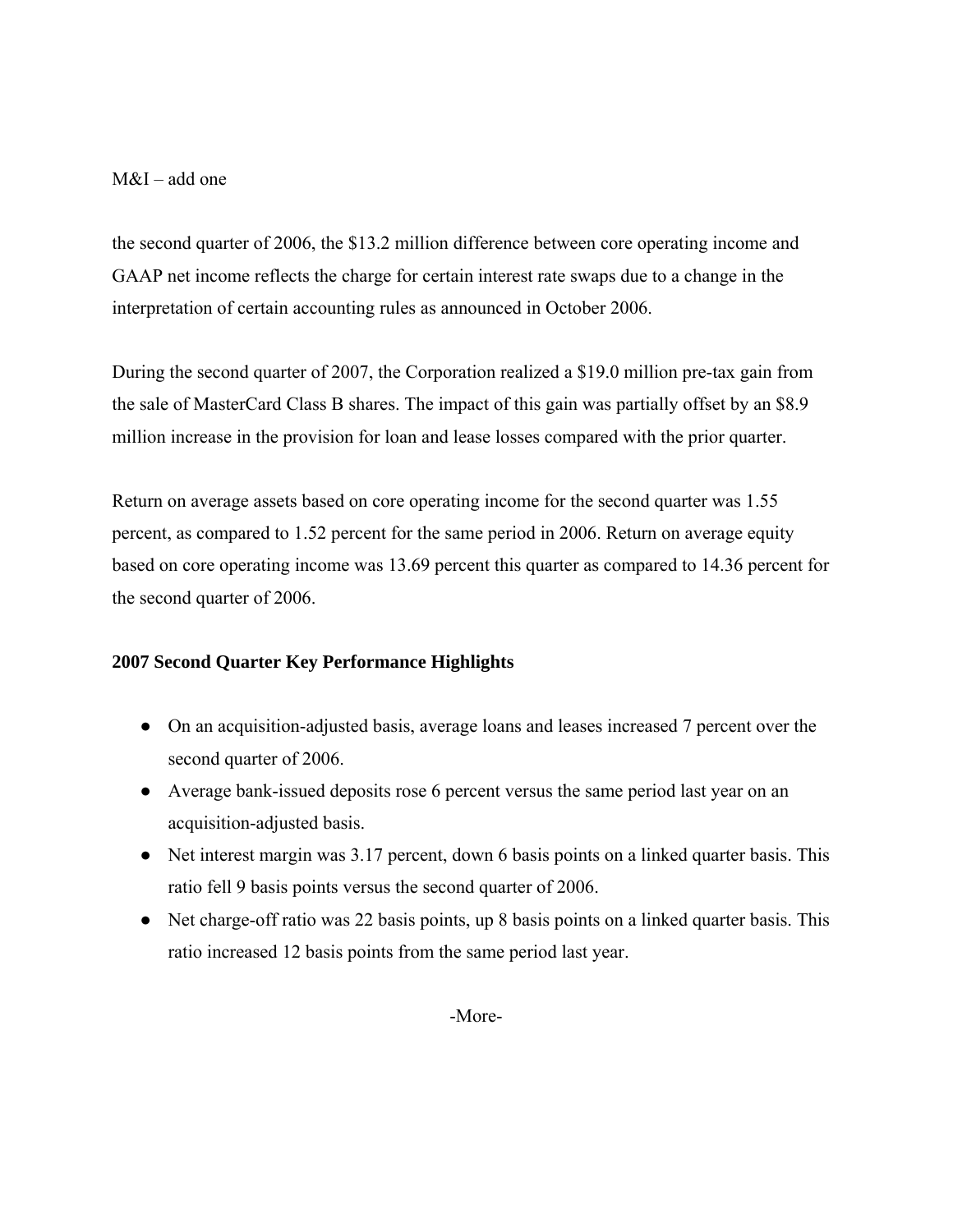the second quarter of 2006, the $13.2 million difference between core operating income and GAAP net income reflects the charge for certain interest rate swaps due to a change in the interpretation of certain accounting rules as announced in October 2006.

During the second quarter of 2007, the Corporation realized a $19.0 million pre-tax gain from the sale of MasterCard Class B shares. The impact of this gain was partially offset by an $8.9 million increase in the provision for loan and lease losses compared with the prior quarter.

Return on average assets based on core operating income for the second quarter was 1.55 percent, as compared to 1.52 percent for the same period in 2006. Return on average equity based on core operating income was 13.69 percent this quarter as compared to 14.36 percent for the second quarter of 2006.

**2007 Second Quarter Key Performance Highlights**

- On an acquisition-adjusted basis, average loans and leases increased 7 percent over the second quarter of 2006.
- Average bank-issued deposits rose 6 percent versus the same period last year on an acquisition-adjusted basis.
- Net interest margin was 3.17 percent, down 6 basis points on a linked quarter basis. This ratio fell 9 basis points versus the second quarter of 2006.
- Net charge-off ratio was 22 basis points, up 8 basis points on a linked quarter basis. This ratio increased 12 basis points from the same period last year.

-More-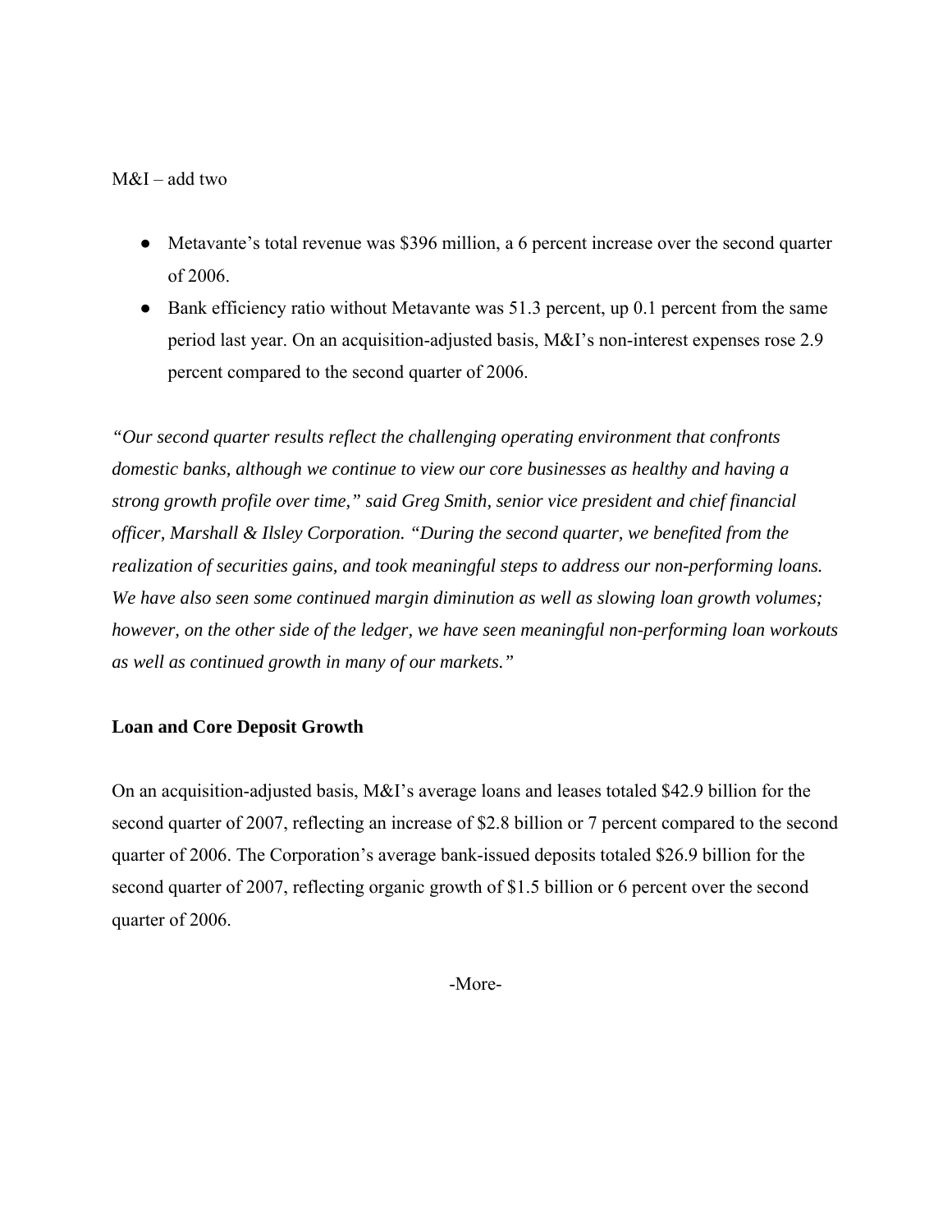M&I – add two

- Metavante's total revenue was $396 million, a 6 percent increase over the second quarter of 2006.
- Bank efficiency ratio without Metavante was 51.3 percent, up 0.1 percent from the same period last year. On an acquisition-adjusted basis, M&I's non-interest expenses rose 2.9 percent compared to the second quarter of 2006.

*"Our second quarter results reflect the challenging operating environment that confronts domestic banks, although we continue to view our core businesses as healthy and having a strong growth profile over time," said Greg Smith, senior vice president and chief financial officer, Marshall & Ilsley Corporation. "During the second quarter, we benefited from the realization of securities gains, and took meaningful steps to address our non-performing loans. We have also seen some continued margin diminution as well as slowing loan growth volumes; however, on the other side of the ledger, we have seen meaningful non-performing loan workouts as well as continued growth in many of our markets."*

**Loan and Core Deposit Growth**

On an acquisition-adjusted basis, M&I's average loans and leases totaled $42.9 billion for the second quarter of 2007, reflecting an increase of $2.8 billion or 7 percent compared to the second quarter of 2006. The Corporation's average bank-issued deposits totaled $26.9 billion for the second quarter of 2007, reflecting organic growth of $1.5 billion or 6 percent over the second quarter of 2006.

-More-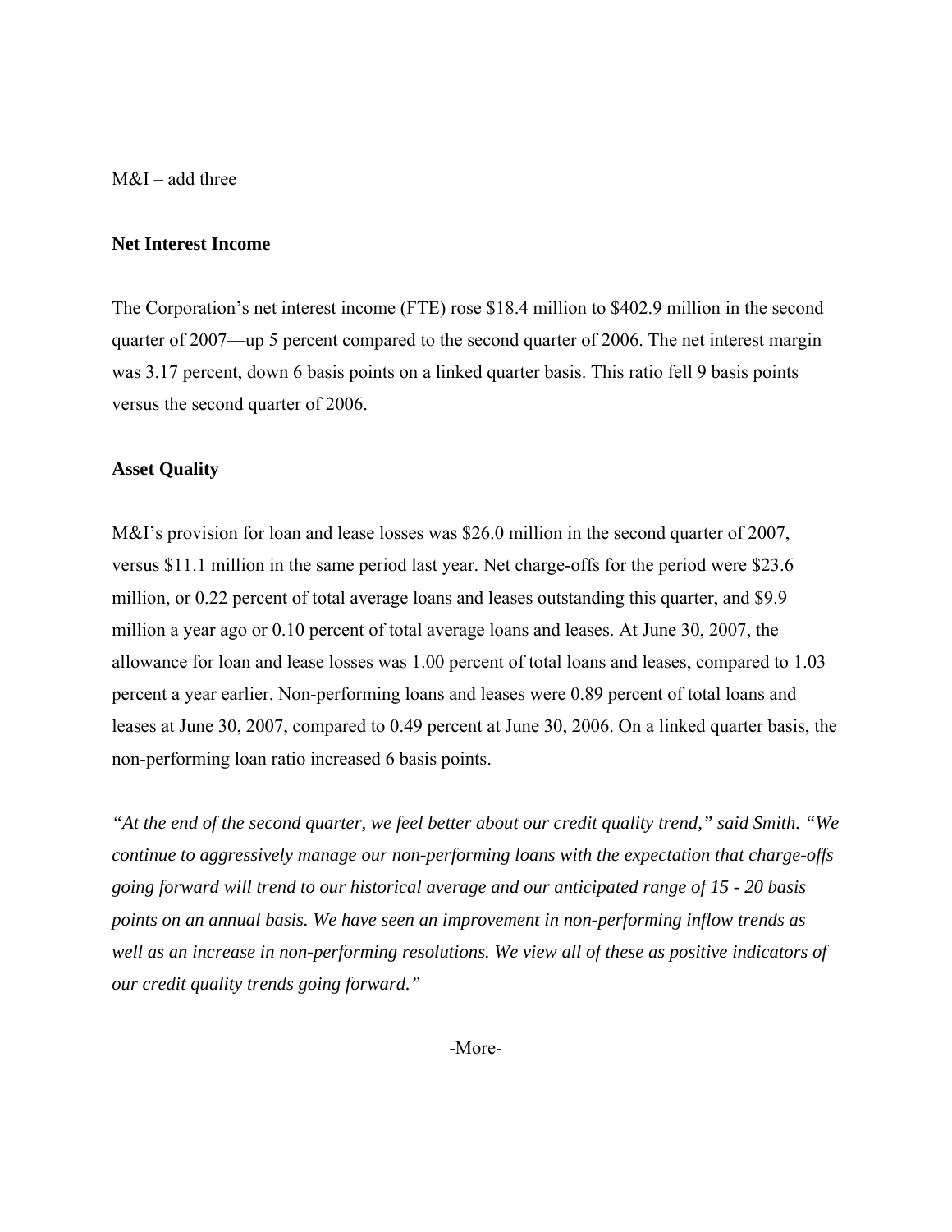M&I – add three

## Net Interest Income

The Corporation's net interest income (FTE) rose $18.4 million to $402.9 million in the second quarter of 2007—up 5 percent compared to the second quarter of 2006. The net interest margin was 3.17 percent, down 6 basis points on a linked quarter basis. This ratio fell 9 basis points versus the second quarter of 2006.

## Asset Quality

M&I's provision for loan and lease losses was $26.0 million in the second quarter of 2007, versus $11.1 million in the same period last year. Net charge-offs for the period were $23.6 million, or 0.22 percent of total average loans and leases outstanding this quarter, and $9.9 million a year ago or 0.10 percent of total average loans and leases. At June 30, 2007, the allowance for loan and lease losses was 1.00 percent of total loans and leases, compared to 1.03 percent a year earlier. Non-performing loans and leases were 0.89 percent of total loans and leases at June 30, 2007, compared to 0.49 percent at June 30, 2006. On a linked quarter basis, the non-performing loan ratio increased 6 basis points.

*"At the end of the second quarter, we feel better about our credit quality trend," said Smith. "We continue to aggressively manage our non-performing loans with the expectation that charge-offs going forward will trend to our historical average and our anticipated range of 15 - 20 basis points on an annual basis. We have seen an improvement in non-performing inflow trends as well as an increase in non-performing resolutions. We view all of these as positive indicators of our credit quality trends going forward."*

-More-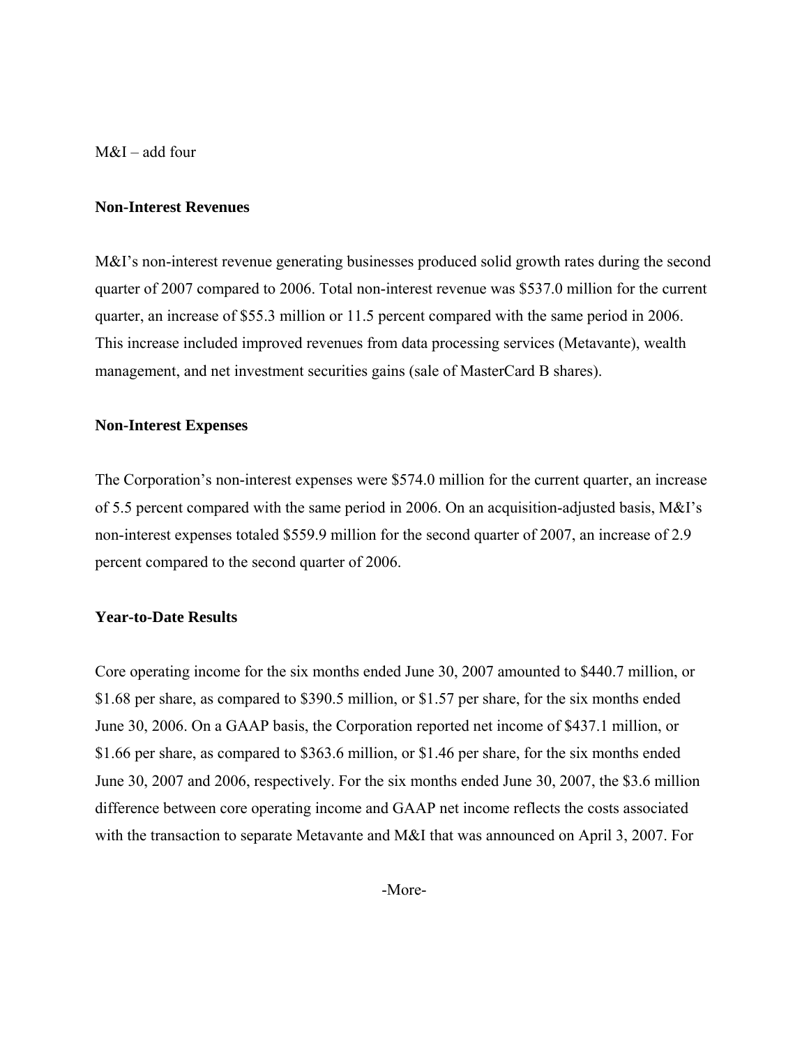## Non-Interest Revenues

M&I's non-interest revenue generating businesses produced solid growth rates during the second quarter of 2007 compared to 2006. Total non-interest revenue was $537.0 million for the current quarter, an increase of $55.3 million or 11.5 percent compared with the same period in 2006. This increase included improved revenues from data processing services (Metavante), wealth management, and net investment securities gains (sale of MasterCard B shares).

## Non-Interest Expenses

The Corporation's non-interest expenses were $574.0 million for the current quarter, an increase of 5.5 percent compared with the same period in 2006. On an acquisition-adjusted basis, M&I's non-interest expenses totaled $559.9 million for the second quarter of 2007, an increase of 2.9 percent compared to the second quarter of 2006.

## Year-to-Date Results

Core operating income for the six months ended June 30, 2007 amounted to $440.7 million, or $1.68 per share, as compared to $390.5 million, or $1.57 per share, for the six months ended June 30, 2006. On a GAAP basis, the Corporation reported net income of $437.1 million, or $1.66 per share, as compared to $363.6 million, or $1.46 per share, for the six months ended June 30, 2007 and 2006, respectively. For the six months ended June 30, 2007, the $3.6 million difference between core operating income and GAAP net income reflects the costs associated with the transaction to separate Metavante and M&I that was announced on April 3, 2007. For

-More-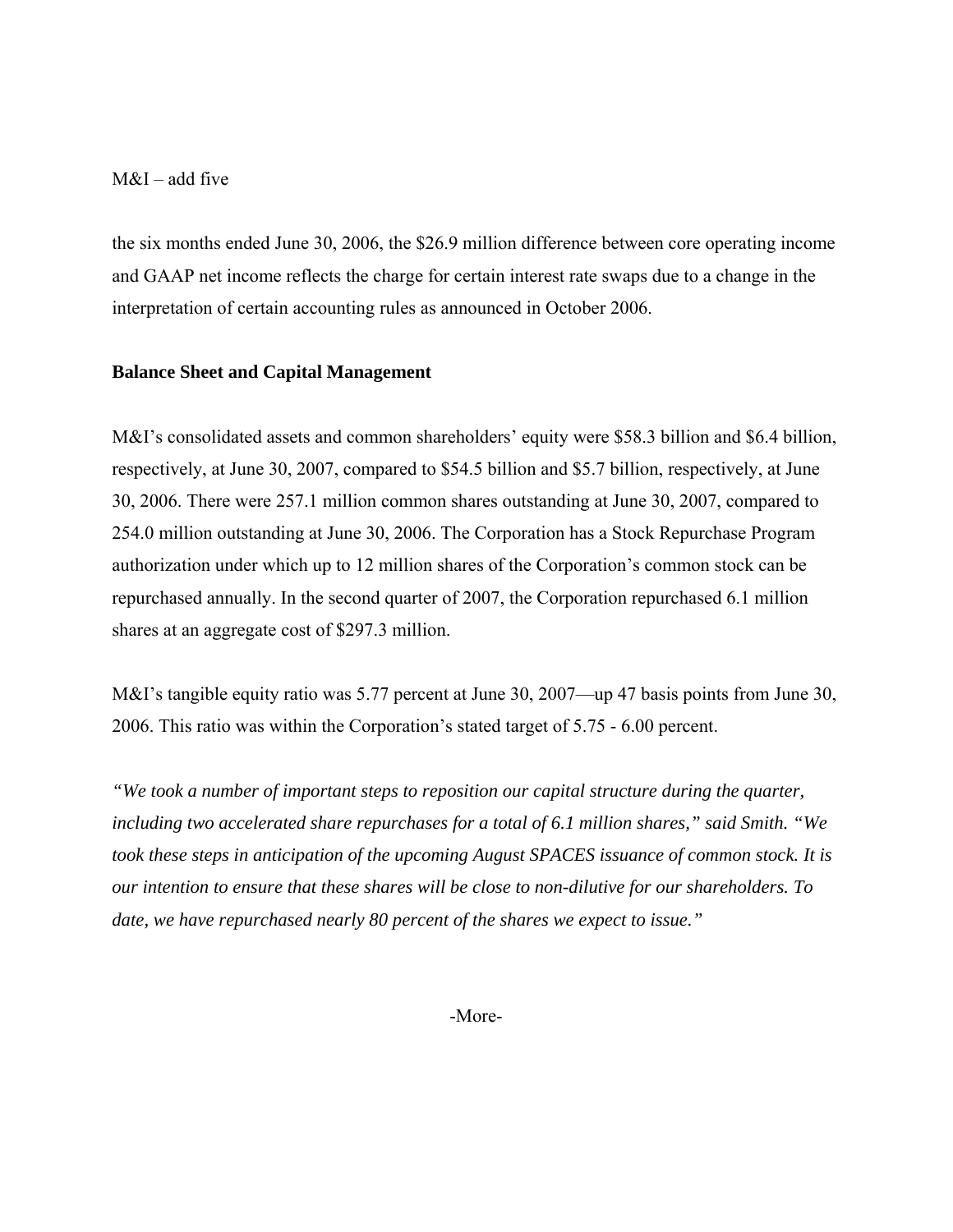the six months ended June 30, 2006, the $26.9 million difference between core operating income and GAAP net income reflects the charge for certain interest rate swaps due to a change in the interpretation of certain accounting rules as announced in October 2006.

**Balance Sheet and Capital Management**

M&I's consolidated assets and common shareholders' equity were $58.3 billion and $6.4 billion, respectively, at June 30, 2007, compared to $54.5 billion and $5.7 billion, respectively, at June 30, 2006. There were 257.1 million common shares outstanding at June 30, 2007, compared to 254.0 million outstanding at June 30, 2006. The Corporation has a Stock Repurchase Program authorization under which up to 12 million shares of the Corporation's common stock can be repurchased annually. In the second quarter of 2007, the Corporation repurchased 6.1 million shares at an aggregate cost of $297.3 million.

M&I's tangible equity ratio was 5.77 percent at June 30, 2007—up 47 basis points from June 30, 2006. This ratio was within the Corporation's stated target of 5.75 - 6.00 percent.

*"We took a number of important steps to reposition our capital structure during the quarter, including two accelerated share repurchases for a total of 6.1 million shares," said Smith. "We took these steps in anticipation of the upcoming August SPACES issuance of common stock. It is our intention to ensure that these shares will be close to non-dilutive for our shareholders. To date, we have repurchased nearly 80 percent of the shares we expect to issue."*

-More-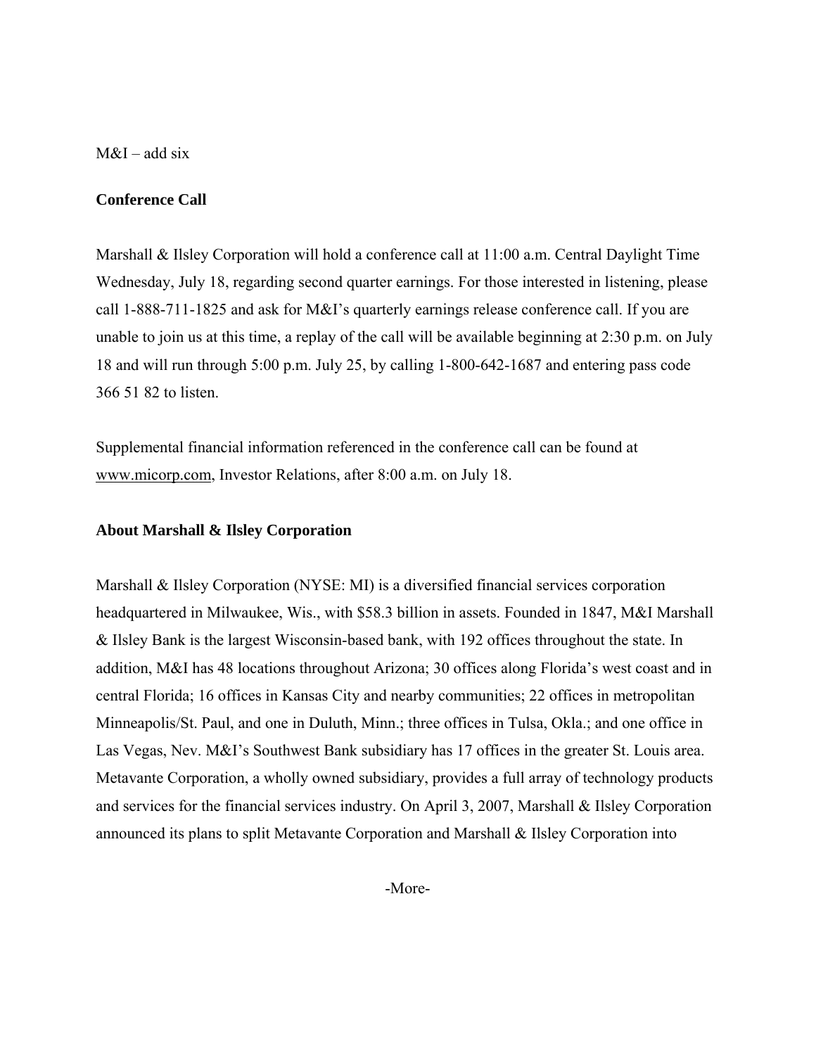M&I – add six

**Conference Call**

Marshall & Ilsley Corporation will hold a conference call at 11:00 a.m. Central Daylight Time Wednesday, July 18, regarding second quarter earnings. For those interested in listening, please call 1-888-711-1825 and ask for M&I's quarterly earnings release conference call. If you are unable to join us at this time, a replay of the call will be available beginning at 2:30 p.m. on July 18 and will run through 5:00 p.m. July 25, by calling 1-800-642-1687 and entering pass code 366 51 82 to listen.

Supplemental financial information referenced in the conference call can be found at www.micorp.com, Investor Relations, after 8:00 a.m. on July 18.

**About Marshall & Ilsley Corporation**

Marshall & Ilsley Corporation (NYSE: MI) is a diversified financial services corporation headquartered in Milwaukee, Wis., with $58.3 billion in assets. Founded in 1847, M&I Marshall & Ilsley Bank is the largest Wisconsin-based bank, with 192 offices throughout the state. In addition, M&I has 48 locations throughout Arizona; 30 offices along Florida's west coast and in central Florida; 16 offices in Kansas City and nearby communities; 22 offices in metropolitan Minneapolis/St. Paul, and one in Duluth, Minn.; three offices in Tulsa, Okla.; and one office in Las Vegas, Nev. M&I's Southwest Bank subsidiary has 17 offices in the greater St. Louis area. Metavante Corporation, a wholly owned subsidiary, provides a full array of technology products and services for the financial services industry. On April 3, 2007, Marshall & Ilsley Corporation announced its plans to split Metavante Corporation and Marshall & Ilsley Corporation into

-More-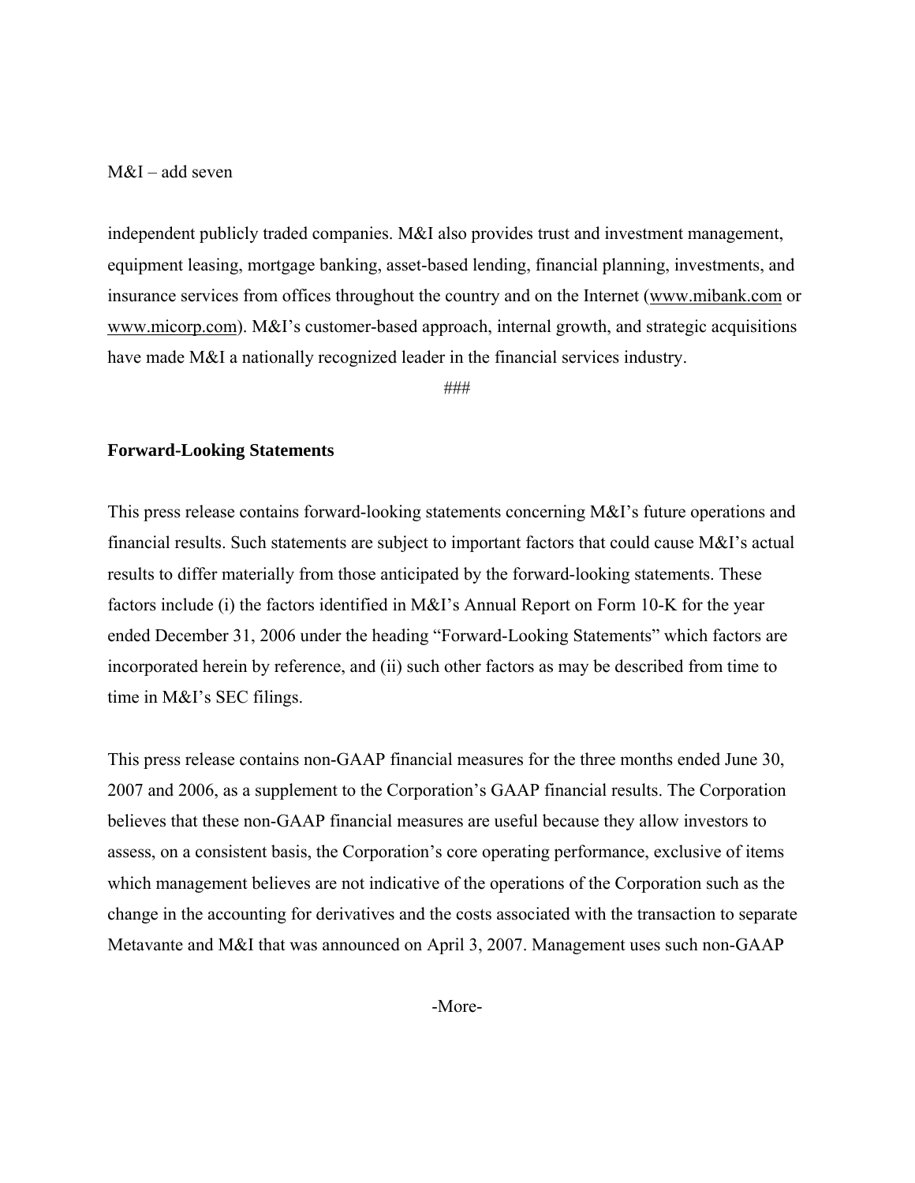independent publicly traded companies. M&I also provides trust and investment management, equipment leasing, mortgage banking, asset-based lending, financial planning, investments, and insurance services from offices throughout the country and on the Internet (www.mibank.com or www.micorp.com). M&I's customer-based approach, internal growth, and strategic acquisitions have made M&I a nationally recognized leader in the financial services industry.

###

**Forward-Looking Statements**

This press release contains forward-looking statements concerning M&I's future operations and financial results. Such statements are subject to important factors that could cause M&I's actual results to differ materially from those anticipated by the forward-looking statements. These factors include (i) the factors identified in M&I's Annual Report on Form 10-K for the year ended December 31, 2006 under the heading "Forward-Looking Statements" which factors are incorporated herein by reference, and (ii) such other factors as may be described from time to time in M&I's SEC filings.

This press release contains non-GAAP financial measures for the three months ended June 30, 2007 and 2006, as a supplement to the Corporation's GAAP financial results. The Corporation believes that these non-GAAP financial measures are useful because they allow investors to assess, on a consistent basis, the Corporation's core operating performance, exclusive of items which management believes are not indicative of the operations of the Corporation such as the change in the accounting for derivatives and the costs associated with the transaction to separate Metavante and M&I that was announced on April 3, 2007. Management uses such non-GAAP

-More-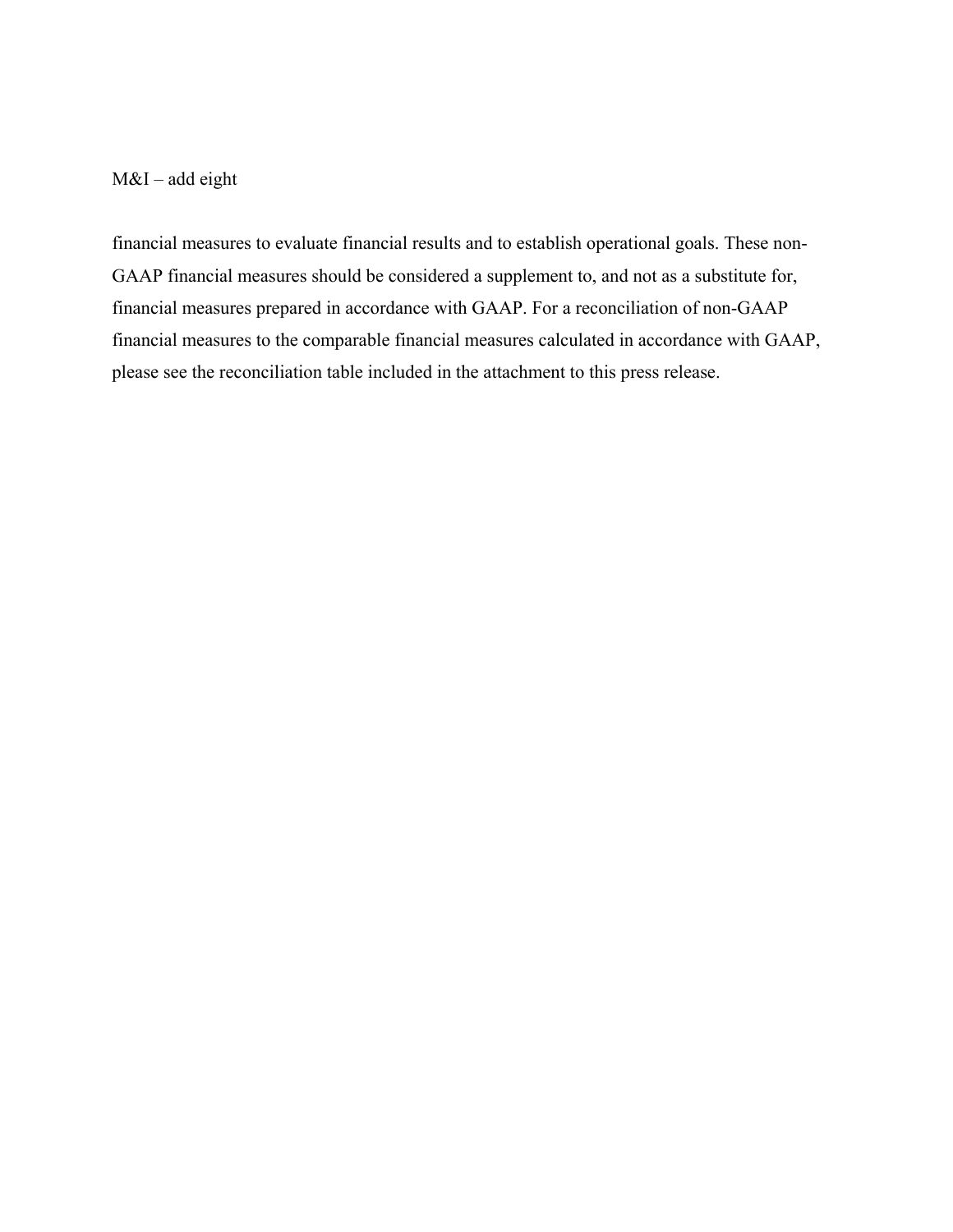financial measures to evaluate financial results and to establish operational goals. These non-GAAP financial measures should be considered a supplement to, and not as a substitute for, financial measures prepared in accordance with GAAP. For a reconciliation of non-GAAP financial measures to the comparable financial measures calculated in accordance with GAAP, please see the reconciliation table included in the attachment to this press release.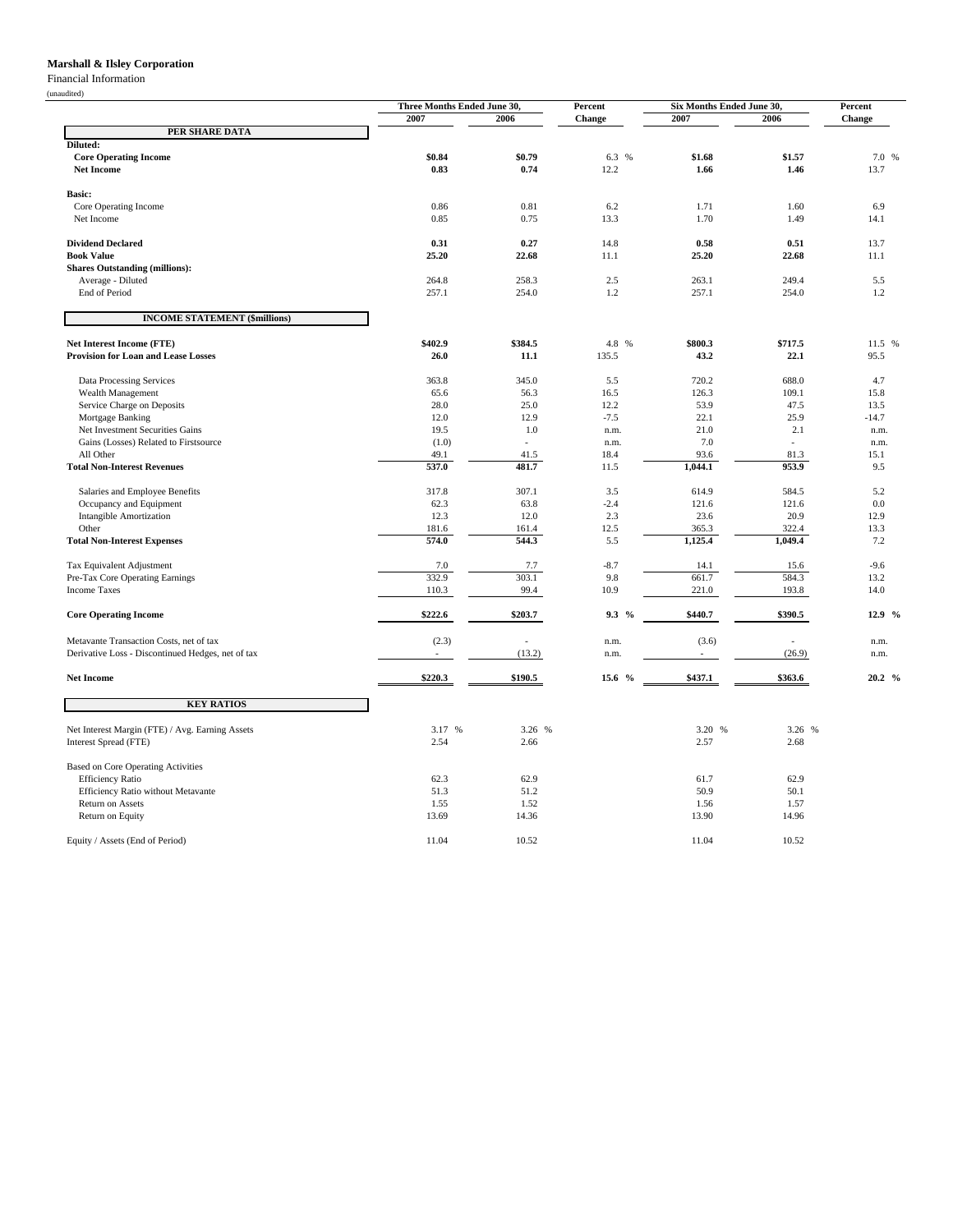**Marshall & Ilsley Corporation**

Financial Information

(unaudited)

| | Three Months Ended June 30, | | Percent | Six Months Ended June 30, | | Percent |
|---|---|---|---|---|---|---|
| | 2007 | 2006 | Change | 2007 | 2006 | Change |
| **PER SHARE DATA** | | | | | | |
| **Diluted:** | | | | | | |
| **Core Operating Income** | **$0.84** | **$0.79** | 6.3 % | **$1.68** | **$1.57** | 7.0 % |
| **Net Income** | **0.83** | **0.74** | 12.2 | **1.66** | **1.46** | 13.7 |
| **Basic:** | | | | | | |
| Core Operating Income | 0.86 | 0.81 | 6.2 | 1.71 | 1.60 | 6.9 |
| Net Income | 0.85 | 0.75 | 13.3 | 1.70 | 1.49 | 14.1 |
| **Dividend Declared** | **0.31** | **0.27** | 14.8 | **0.58** | **0.51** | 13.7 |
| **Book Value** | **25.20** | **22.68** | 11.1 | **25.20** | **22.68** | 11.1 |
| **Shares Outstanding (millions):** | | | | | | |
| Average - Diluted | 264.8 | 258.3 | 2.5 | 263.1 | 249.4 | 5.5 |
| End of Period | 257.1 | 254.0 | 1.2 | 257.1 | 254.0 | 1.2 |
| **INCOME STATEMENT ($millions)** | | | | | | |
| **Net Interest Income (FTE)** | **$402.9** | **$384.5** | 4.8 % | **$800.3** | **$717.5** | 11.5 % |
| **Provision for Loan and Lease Losses** | **26.0** | **11.1** | 135.5 | **43.2** | **22.1** | 95.5 |
| Data Processing Services | 363.8 | 345.0 | 5.5 | 720.2 | 688.0 | 4.7 |
| Wealth Management | 65.6 | 56.3 | 16.5 | 126.3 | 109.1 | 15.8 |
| Service Charge on Deposits | 28.0 | 25.0 | 12.2 | 53.9 | 47.5 | 13.5 |
| Mortgage Banking | 12.0 | 12.9 | -7.5 | 22.1 | 25.9 | -14.7 |
| Net Investment Securities Gains | 19.5 | 1.0 | n.m. | 21.0 | 2.1 | n.m. |
| Gains (Losses) Related to Firstsource | (1.0) | - | n.m. | 7.0 | - | n.m. |
| All Other | 49.1 | 41.5 | 18.4 | 93.6 | 81.3 | 15.1 |
| **Total Non-Interest Revenues** | 537.0 | 481.7 | 11.5 | 1,044.1 | 953.9 | 9.5 |
| Salaries and Employee Benefits | 317.8 | 307.1 | 3.5 | 614.9 | 584.5 | 5.2 |
| Occupancy and Equipment | 62.3 | 63.8 | -2.4 | 121.6 | 121.6 | 0.0 |
| Intangible Amortization | 12.3 | 12.0 | 2.3 | 23.6 | 20.9 | 12.9 |
| Other | 181.6 | 161.4 | 12.5 | 365.3 | 322.4 | 13.3 |
| **Total Non-Interest Expenses** | 574.0 | 544.3 | 5.5 | 1,125.4 | 1,049.4 | 7.2 |
| Tax Equivalent Adjustment | 7.0 | 7.7 | -8.7 | 14.1 | 15.6 | -9.6 |
| Pre-Tax Core Operating Earnings | 332.9 | 303.1 | 9.8 | 661.7 | 584.3 | 13.2 |
| Income Taxes | 110.3 | 99.4 | 10.9 | 221.0 | 193.8 | 14.0 |
| **Core Operating Income** | **$222.6** | **$203.7** | **9.3 %** | **$440.7** | **$390.5** | **12.9 %** |
| Metavante Transaction Costs, net of tax | (2.3) | - | n.m. | (3.6) | - | n.m. |
| Derivative Loss - Discontinued Hedges, net of tax | - | (13.2) | n.m. | - | (26.9) | n.m. |
| **Net Income** | **$220.3** | **$190.5** | **15.6 %** | **$437.1** | **$363.6** | **20.2 %** |
| **KEY RATIOS** | | | | | | |
| Net Interest Margin (FTE) / Avg. Earning Assets | 3.17 % | 3.26 % | | 3.20 % | 3.26 % | |
| Interest Spread (FTE) | 2.54 | 2.66 | | 2.57 | 2.68 | |
| Based on Core Operating Activities | | | | | | |
| Efficiency Ratio | 62.3 | 62.9 | | 61.7 | 62.9 | |
| Efficiency Ratio without Metavante | 51.3 | 51.2 | | 50.9 | 50.1 | |
| Return on Assets | 1.55 | 1.52 | | 1.56 | 1.57 | |
| Return on Equity | 13.69 | 14.36 | | 13.90 | 14.96 | |
| Equity / Assets (End of Period) | 11.04 | 10.52 | | 11.04 | 10.52 | |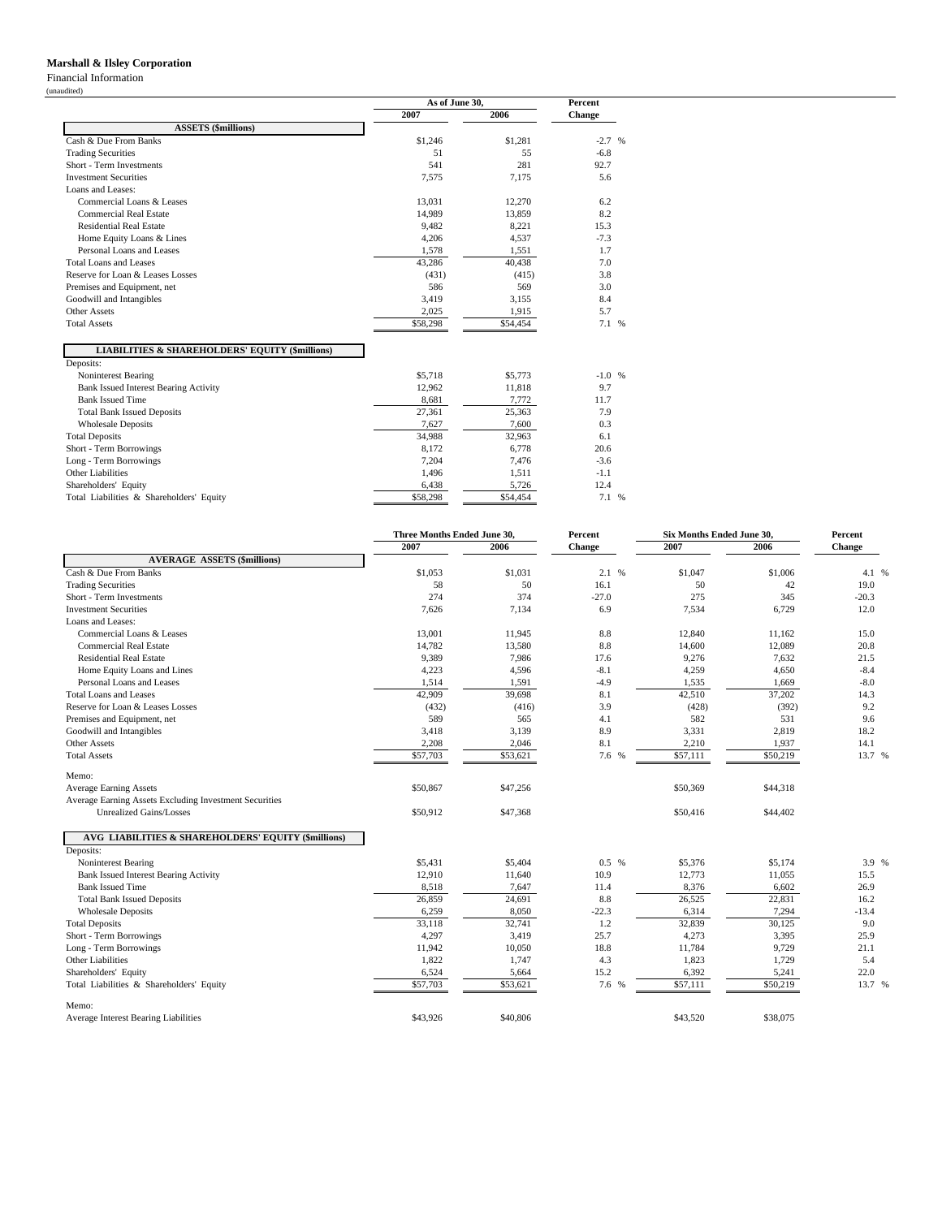**Marshall & Ilsley Corporation**

Financial Information

(unaudited)

| | As of June 30, | | Percent |
|---|---|---|---|
| | 2007 | 2006 | Change |
| **ASSETS ($millions)** | | | |
| Cash & Due From Banks | $1,246 | $1,281 | -2.7 % |
| Trading Securities | 51 | 55 | -6.8 |
| Short - Term Investments | 541 | 281 | 92.7 |
| Investment Securities | 7,575 | 7,175 | 5.6 |
| Loans and Leases: | | | |
| Commercial Loans & Leases | 13,031 | 12,270 | 6.2 |
| Commercial Real Estate | 14,989 | 13,859 | 8.2 |
| Residential Real Estate | 9,482 | 8,221 | 15.3 |
| Home Equity Loans & Lines | 4,206 | 4,537 | -7.3 |
| Personal Loans and Leases | 1,578 | 1,551 | 1.7 |
| Total Loans and Leases | 43,286 | 40,438 | 7.0 |
| Reserve for Loan & Leases Losses | (431) | (415) | 3.8 |
| Premises and Equipment, net | 586 | 569 | 3.0 |
| Goodwill and Intangibles | 3,419 | 3,155 | 8.4 |
| Other Assets | 2,025 | 1,915 | 5.7 |
| Total Assets | $58,298 | $54,454 | 7.1 % |
| **LIABILITIES & SHAREHOLDERS' EQUITY ($millions)** | | | |
| Deposits: | | | |
| Noninterest Bearing | $5,718 | $5,773 | -1.0 % |
| Bank Issued Interest Bearing Activity | 12,962 | 11,818 | 9.7 |
| Bank Issued Time | 8,681 | 7,772 | 11.7 |
| Total Bank Issued Deposits | 27,361 | 25,363 | 7.9 |
| Wholesale Deposits | 7,627 | 7,600 | 0.3 |
| Total Deposits | 34,988 | 32,963 | 6.1 |
| Short - Term Borrowings | 8,172 | 6,778 | 20.6 |
| Long - Term Borrowings | 7,204 | 7,476 | -3.6 |
| Other Liabilities | 1,496 | 1,511 | -1.1 |
| Shareholders' Equity | 6,438 | 5,726 | 12.4 |
| Total Liabilities & Shareholders' Equity | $58,298 | $54,454 | 7.1 % |

| | Three Months Ended June 30, | | Percent | Six Months Ended June 30, | | Percent |
|---|---|---|---|---|---|---|
| | 2007 | 2006 | Change | 2007 | 2006 | Change |
| **AVERAGE ASSETS ($millions)** | | | | | | |
| Cash & Due From Banks | $1,053 | $1,031 | 2.1 % | $1,047 | $1,006 | 4.1 % |
| Trading Securities | 58 | 50 | 16.1 | 50 | 42 | 19.0 |
| Short - Term Investments | 274 | 374 | -27.0 | 275 | 345 | -20.3 |
| Investment Securities | 7,626 | 7,134 | 6.9 | 7,534 | 6,729 | 12.0 |
| Loans and Leases: | | | | | | |
| Commercial Loans & Leases | 13,001 | 11,945 | 8.8 | 12,840 | 11,162 | 15.0 |
| Commercial Real Estate | 14,782 | 13,580 | 8.8 | 14,600 | 12,089 | 20.8 |
| Residential Real Estate | 9,389 | 7,986 | 17.6 | 9,276 | 7,632 | 21.5 |
| Home Equity Loans and Lines | 4,223 | 4,596 | -8.1 | 4,259 | 4,650 | -8.4 |
| Personal Loans and Leases | 1,514 | 1,591 | -4.9 | 1,535 | 1,669 | -8.0 |
| Total Loans and Leases | 42,909 | 39,698 | 8.1 | 42,510 | 37,202 | 14.3 |
| Reserve for Loan & Leases Losses | (432) | (416) | 3.9 | (428) | (392) | 9.2 |
| Premises and Equipment, net | 589 | 565 | 4.1 | 582 | 531 | 9.6 |
| Goodwill and Intangibles | 3,418 | 3,139 | 8.9 | 3,331 | 2,819 | 18.2 |
| Other Assets | 2,208 | 2,046 | 8.1 | 2,210 | 1,937 | 14.1 |
| Total Assets | $57,703 | $53,621 | 7.6 % | $57,111 | $50,219 | 13.7 % |
| Memo: | | | | | | |
| Average Earning Assets | $50,867 | $47,256 | | $50,369 | $44,318 | |
| Average Earning Assets Excluding Investment Securities Unrealized Gains/Losses | $50,912 | $47,368 | | $50,416 | $44,402 | |
| **AVG LIABILITIES & SHAREHOLDERS' EQUITY ($millions)** | | | | | | |
| Deposits: | | | | | | |
| Noninterest Bearing | $5,431 | $5,404 | 0.5 % | $5,376 | $5,174 | 3.9 % |
| Bank Issued Interest Bearing Activity | 12,910 | 11,640 | 10.9 | 12,773 | 11,055 | 15.5 |
| Bank Issued Time | 8,518 | 7,647 | 11.4 | 8,376 | 6,602 | 26.9 |
| Total Bank Issued Deposits | 26,859 | 24,691 | 8.8 | 26,525 | 22,831 | 16.2 |
| Wholesale Deposits | 6,259 | 8,050 | -22.3 | 6,314 | 7,294 | -13.4 |
| Total Deposits | 33,118 | 32,741 | 1.2 | 32,839 | 30,125 | 9.0 |
| Short - Term Borrowings | 4,297 | 3,419 | 25.7 | 4,273 | 3,395 | 25.9 |
| Long - Term Borrowings | 11,942 | 10,050 | 18.8 | 11,784 | 9,729 | 21.1 |
| Other Liabilities | 1,822 | 1,747 | 4.3 | 1,823 | 1,729 | 5.4 |
| Shareholders' Equity | 6,524 | 5,664 | 15.2 | 6,392 | 5,241 | 22.0 |
| Total Liabilities & Shareholders' Equity | $57,703 | $53,621 | 7.6 % | $57,111 | $50,219 | 13.7 % |
| Memo: | | | | | | |
| Average Interest Bearing Liabilities | $43,926 | $40,806 | | $43,520 | $38,075 | |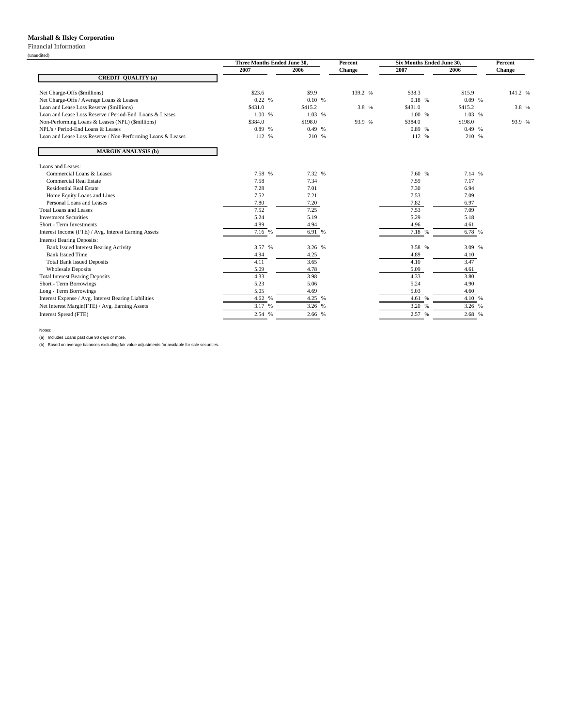**Marshall & Ilsley Corporation**

Financial Information

(unaudited)

| | Three Months Ended June 30, | | Percent | Six Months Ended June 30, | | Percent |
|---|---|---|---|---|---|---|
| | 2007 | 2006 | Change | 2007 | 2006 | Change |
| **CREDIT QUALITY (a)** | | | | | | |
| Net Charge-Offs ($millions) | $23.6 | $9.9 | 139.2 % | $38.3 | $15.9 | 141.2 % |
| Net Charge-Offs / Average Loans & Leases | 0.22 % | 0.10 % | | 0.18 % | 0.09 % | |
| Loan and Lease Loss Reserve ($millions) | $431.0 | $415.2 | 3.8 % | $431.0 | $415.2 | 3.8 % |
| Loan and Lease Loss Reserve / Period-End Loans & Leases | 1.00 % | 1.03 % | | 1.00 % | 1.03 % | |
| Non-Performing Loans & Leases (NPL) ($millions) | $384.0 | $198.0 | 93.9 % | $384.0 | $198.0 | 93.9 % |
| NPL's / Period-End Loans & Leases | 0.89 % | 0.49 % | | 0.89 % | 0.49 % | |
| Loan and Lease Loss Reserve / Non-Performing Loans & Leases | 112 % | 210 % | | 112 % | 210 % | |
| **MARGIN ANALYSIS (b)** | | | | | | |
| Loans and Leases: | | | | | | |
| Commercial Loans & Leases | 7.58 % | 7.32 % | | 7.60 % | 7.14 % | |
| Commercial Real Estate | 7.58 | 7.34 | | 7.59 | 7.17 | |
| Residential Real Estate | 7.28 | 7.01 | | 7.30 | 6.94 | |
| Home Equity Loans and Lines | 7.52 | 7.21 | | 7.53 | 7.09 | |
| Personal Loans and Leases | 7.80 | 7.20 | | 7.82 | 6.97 | |
| Total Loans and Leases | 7.52 | 7.25 | | 7.53 | 7.09 | |
| Investment Securities | 5.24 | 5.19 | | 5.29 | 5.18 | |
| Short - Term Investments | 4.89 | 4.94 | | 4.96 | 4.61 | |
| Interest Income (FTE) / Avg. Interest Earning Assets | 7.16 % | 6.91 % | | 7.18 % | 6.78 % | |
| Interest Bearing Deposits: | | | | | | |
| Bank Issued Interest Bearing Activity | 3.57 % | 3.26 % | | 3.58 % | 3.09 % | |
| Bank Issued Time | 4.94 | 4.25 | | 4.89 | 4.10 | |
| Total Bank Issued Deposits | 4.11 | 3.65 | | 4.10 | 3.47 | |
| Wholesale Deposits | 5.09 | 4.78 | | 5.09 | 4.61 | |
| Total Interest Bearing Deposits | 4.33 | 3.98 | | 4.33 | 3.80 | |
| Short - Term Borrowings | 5.23 | 5.06 | | 5.24 | 4.90 | |
| Long - Term Borrowings | 5.05 | 4.69 | | 5.03 | 4.60 | |
| Interest Expense / Avg. Interest Bearing Liabilities | 4.62 % | 4.25 % | | 4.61 % | 4.10 % | |
| Net Interest Margin(FTE) / Avg. Earning Assets | 3.17 % | 3.26 % | | 3.20 % | 3.26 % | |
| Interest Spread (FTE) | 2.54 % | 2.66 % | | 2.57 % | 2.68 % | |

Notes:

(a) Includes Loans past due 90 days or more.

(b) Based on average balances excluding fair value adjustments for available for sale securities.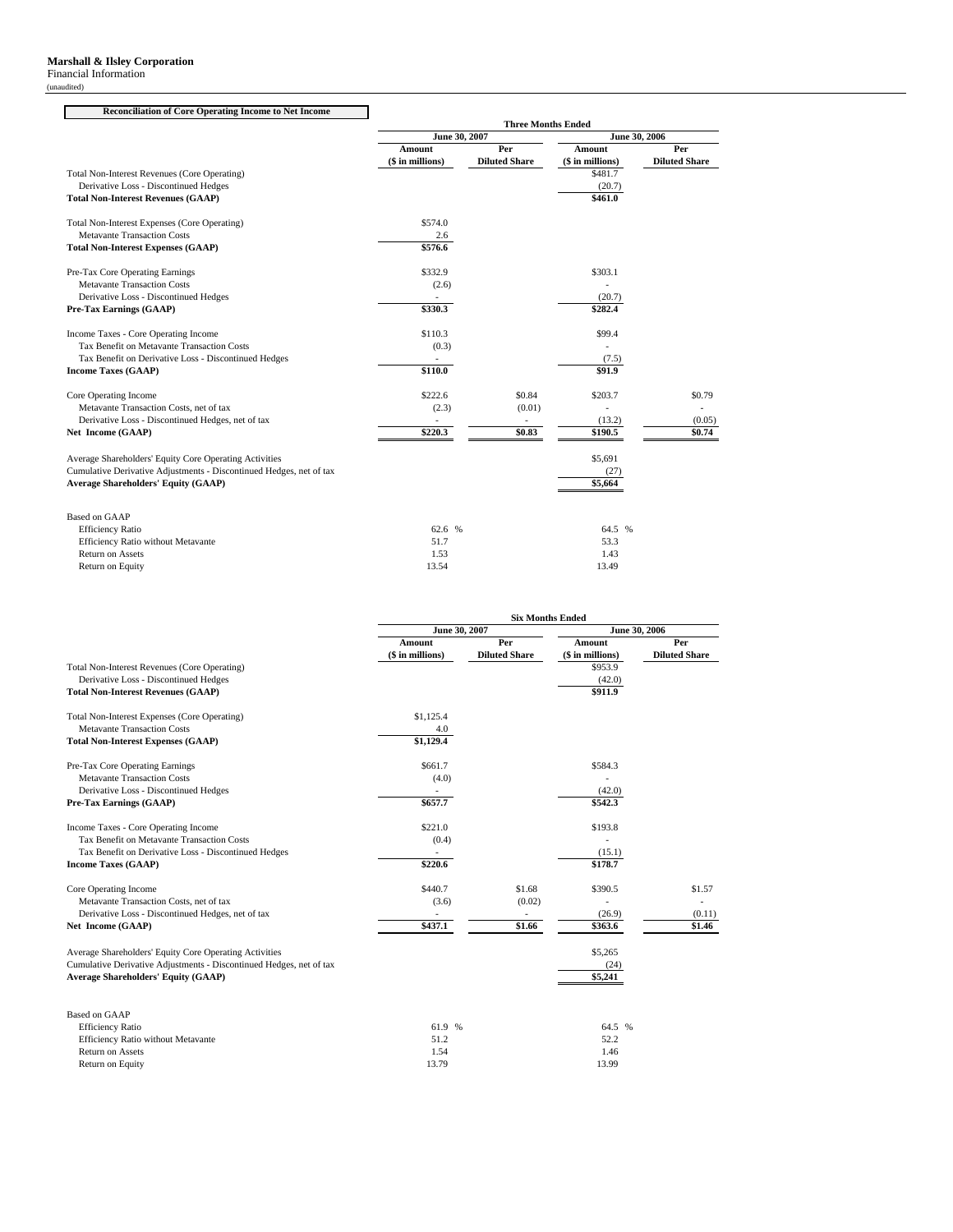**Marshall & Ilsley Corporation**
Financial Information
(unaudited)

**Reconciliation of Core Operating Income to Net Income**

| | Three Months Ended | | | |
|---|---|---|---|---|
| | June 30, 2007 | | June 30, 2006 | |
| | Amount ($ in millions) | Per Diluted Share | Amount ($ in millions) | Per Diluted Share |
| Total Non-Interest Revenues (Core Operating) | | | $481.7 | |
| Derivative Loss - Discontinued Hedges | | | (20.7) | |
| **Total Non-Interest Revenues (GAAP)** | | | **$461.0** | |
| | | | | |
| Total Non-Interest Expenses (Core Operating) | $574.0 | | | |
| Metavante Transaction Costs | 2.6 | | | |
| **Total Non-Interest Expenses (GAAP)** | **$576.6** | | | |
| | | | | |
| Pre-Tax Core Operating Earnings | $332.9 | | $303.1 | |
| Metavante Transaction Costs | (2.6) | | - | |
| Derivative Loss - Discontinued Hedges | - | | (20.7) | |
| **Pre-Tax Earnings (GAAP)** | **$330.3** | | **$282.4** | |
| | | | | |
| Income Taxes - Core Operating Income | $110.3 | | $99.4 | |
| Tax Benefit on Metavante Transaction Costs | (0.3) | | - | |
| Tax Benefit on Derivative Loss - Discontinued Hedges | - | | (7.5) | |
| **Income Taxes (GAAP)** | **$110.0** | | **$91.9** | |
| | | | | |
| Core Operating Income | $222.6 | $0.84 | $203.7 | $0.79 |
| Metavante Transaction Costs, net of tax | (2.3) | (0.01) | - | - |
| Derivative Loss - Discontinued Hedges, net of tax | - | - | (13.2) | (0.05) |
| **Net Income (GAAP)** | **$220.3** | **$0.83** | **$190.5** | **$0.74** |
| | | | | |
| Average Shareholders' Equity Core Operating Activities | | | $5,691 | |
| Cumulative Derivative Adjustments - Discontinued Hedges, net of tax | | | (27) | |
| **Average Shareholders' Equity (GAAP)** | | | **$5,664** | |
| | | | | |
| Based on GAAP | | | | |
| Efficiency Ratio | 62.6 % | | 64.5 % | |
| Efficiency Ratio without Metavante | 51.7 | | 53.3 | |
| Return on Assets | 1.53 | | 1.43 | |
| Return on Equity | 13.54 | | 13.49 | |

| | Six Months Ended | | | |
|---|---|---|---|---|
| | June 30, 2007 | | June 30, 2006 | |
| | Amount ($ in millions) | Per Diluted Share | Amount ($ in millions) | Per Diluted Share |
| Total Non-Interest Revenues (Core Operating) | | | $953.9 | |
| Derivative Loss - Discontinued Hedges | | | (42.0) | |
| **Total Non-Interest Revenues (GAAP)** | | | **$911.9** | |
| | | | | |
| Total Non-Interest Expenses (Core Operating) | $1,125.4 | | | |
| Metavante Transaction Costs | 4.0 | | | |
| **Total Non-Interest Expenses (GAAP)** | **$1,129.4** | | | |
| | | | | |
| Pre-Tax Core Operating Earnings | $661.7 | | $584.3 | |
| Metavante Transaction Costs | (4.0) | | - | |
| Derivative Loss - Discontinued Hedges | - | | (42.0) | |
| **Pre-Tax Earnings (GAAP)** | **$657.7** | | **$542.3** | |
| | | | | |
| Income Taxes - Core Operating Income | $221.0 | | $193.8 | |
| Tax Benefit on Metavante Transaction Costs | (0.4) | | - | |
| Tax Benefit on Derivative Loss - Discontinued Hedges | - | | (15.1) | |
| **Income Taxes (GAAP)** | **$220.6** | | **$178.7** | |
| | | | | |
| Core Operating Income | $440.7 | $1.68 | $390.5 | $1.57 |
| Metavante Transaction Costs, net of tax | (3.6) | (0.02) | - | - |
| Derivative Loss - Discontinued Hedges, net of tax | - | - | (26.9) | (0.11) |
| **Net Income (GAAP)** | **$437.1** | **$1.66** | **$363.6** | **$1.46** |
| | | | | |
| Average Shareholders' Equity Core Operating Activities | | | $5,265 | |
| Cumulative Derivative Adjustments - Discontinued Hedges, net of tax | | | (24) | |
| **Average Shareholders' Equity (GAAP)** | | | **$5,241** | |
| | | | | |
| Based on GAAP | | | | |
| Efficiency Ratio | 61.9 % | | 64.5 % | |
| Efficiency Ratio without Metavante | 51.2 | | 52.2 | |
| Return on Assets | 1.54 | | 1.46 | |
| Return on Equity | 13.79 | | 13.99 | |